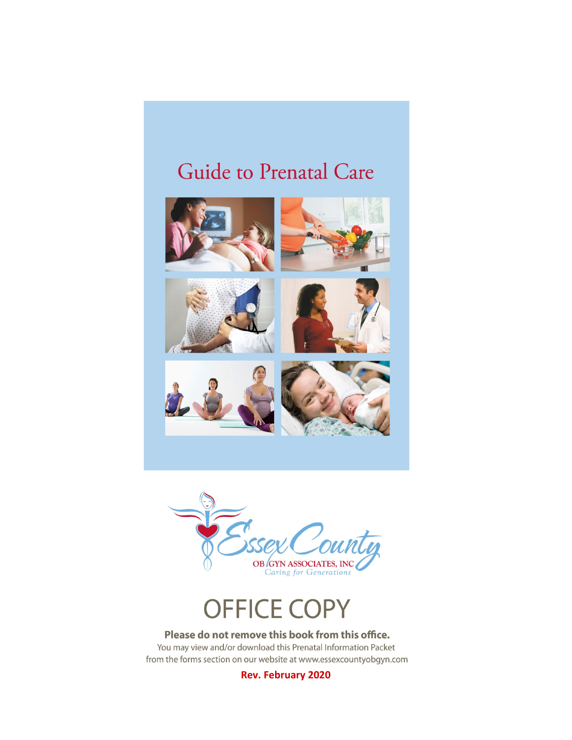# Guide to Prenatal Care

Essex County

OB/GYN ASSOCIATES, INC

*Caring for Generations*

# OFFICE COPY

**Please do not remove this book from this office.**

You may view and/or download this Prenatal Information Packet from the forms section on our website at www.essexcountyobgyn.com

**Rev. February 2020**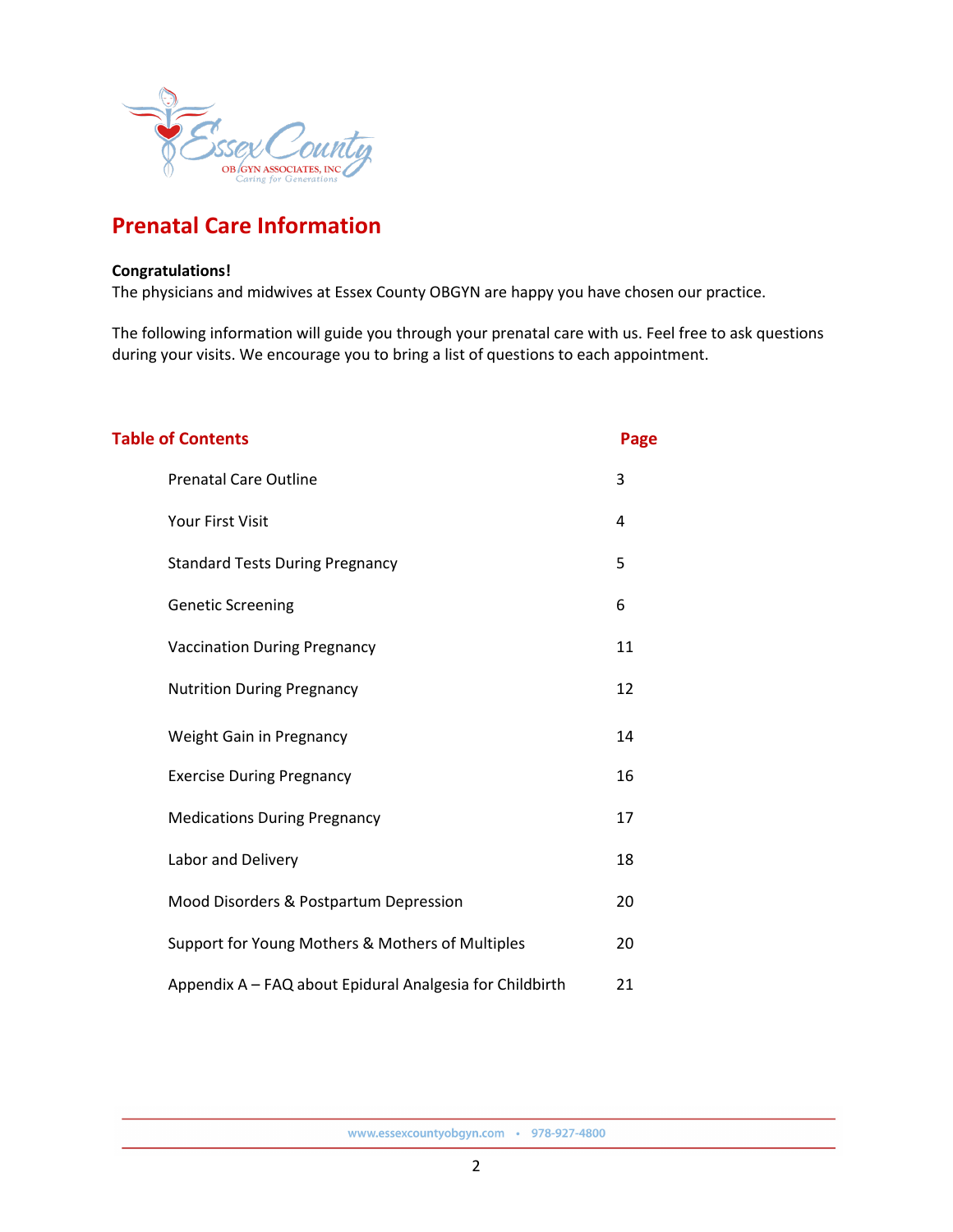# Prenatal Care Information

**Congratulations!**
The physicians and midwives at Essex County OBGYN are happy you have chosen our practice.

The following information will guide you through your prenatal care with us. Feel free to ask questions during your visits. We encourage you to bring a list of questions to each appointment.

## Table of Contents

| Table of Contents | Page |
|---|---|
| Prenatal Care Outline | 3 |
| Your First Visit | 4 |
| Standard Tests During Pregnancy | 5 |
| Genetic Screening | 6 |
| Vaccination During Pregnancy | 11 |
| Nutrition During Pregnancy | 12 |
| Weight Gain in Pregnancy | 14 |
| Exercise During Pregnancy | 16 |
| Medications During Pregnancy | 17 |
| Labor and Delivery | 18 |
| Mood Disorders & Postpartum Depression | 20 |
| Support for Young Mothers & Mothers of Multiples | 20 |
| Appendix A – FAQ about Epidural Analgesia for Childbirth | 21 |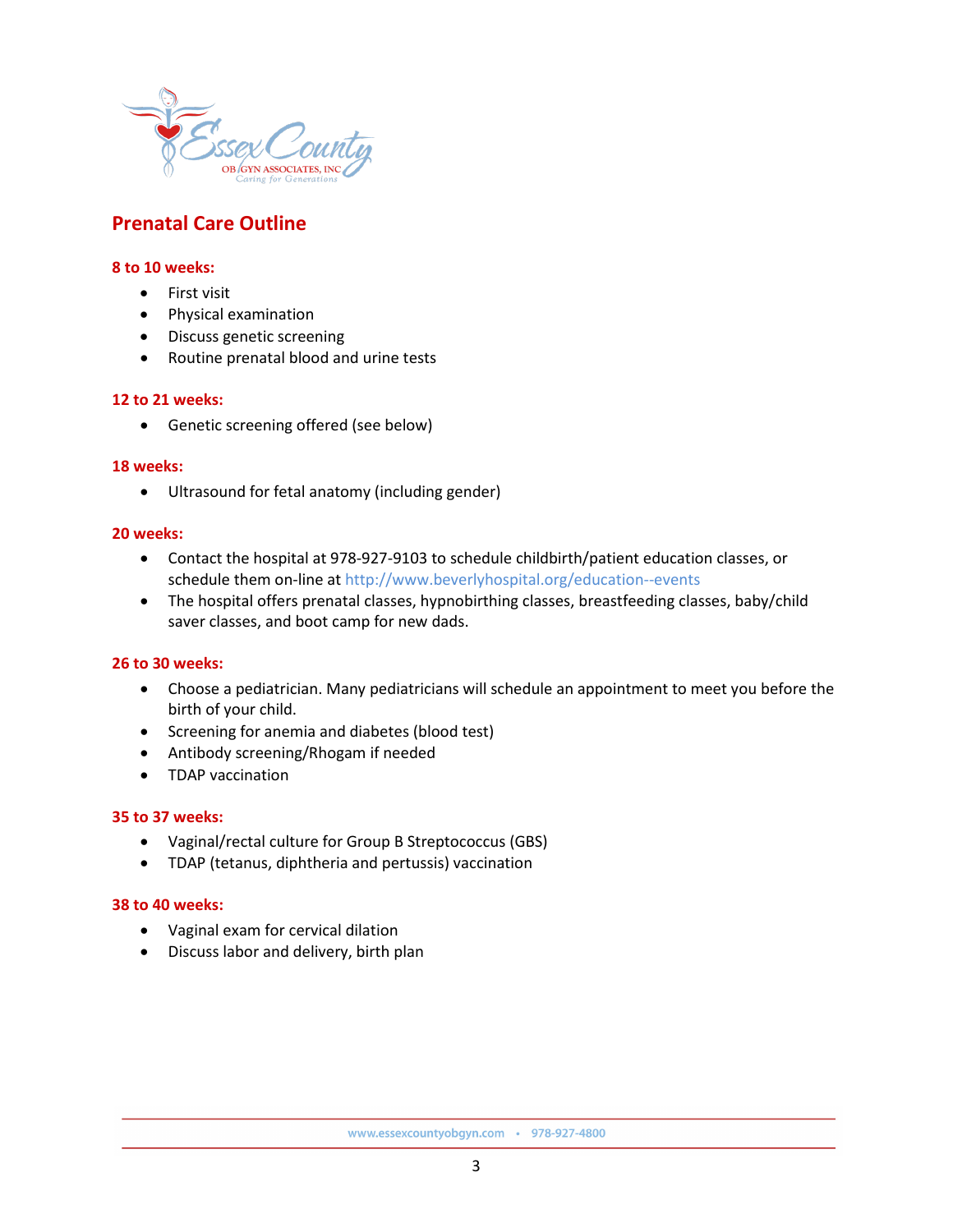# Prenatal Care Outline

### 8 to 10 weeks:

- First visit
- Physical examination
- Discuss genetic screening
- Routine prenatal blood and urine tests

### 12 to 21 weeks:

- Genetic screening offered (see below)

### 18 weeks:

- Ultrasound for fetal anatomy (including gender)

### 20 weeks:

- Contact the hospital at 978-927-9103 to schedule childbirth/patient education classes, or schedule them on-line at http://www.beverlyhospital.org/education--events
- The hospital offers prenatal classes, hypnobirthing classes, breastfeeding classes, baby/child saver classes, and boot camp for new dads.

### 26 to 30 weeks:

- Choose a pediatrician. Many pediatricians will schedule an appointment to meet you before the birth of your child.
- Screening for anemia and diabetes (blood test)
- Antibody screening/Rhogam if needed
- TDAP vaccination

### 35 to 37 weeks:

- Vaginal/rectal culture for Group B Streptococcus (GBS)
- TDAP (tetanus, diphtheria and pertussis) vaccination

### 38 to 40 weeks:

- Vaginal exam for cervical dilation
- Discuss labor and delivery, birth plan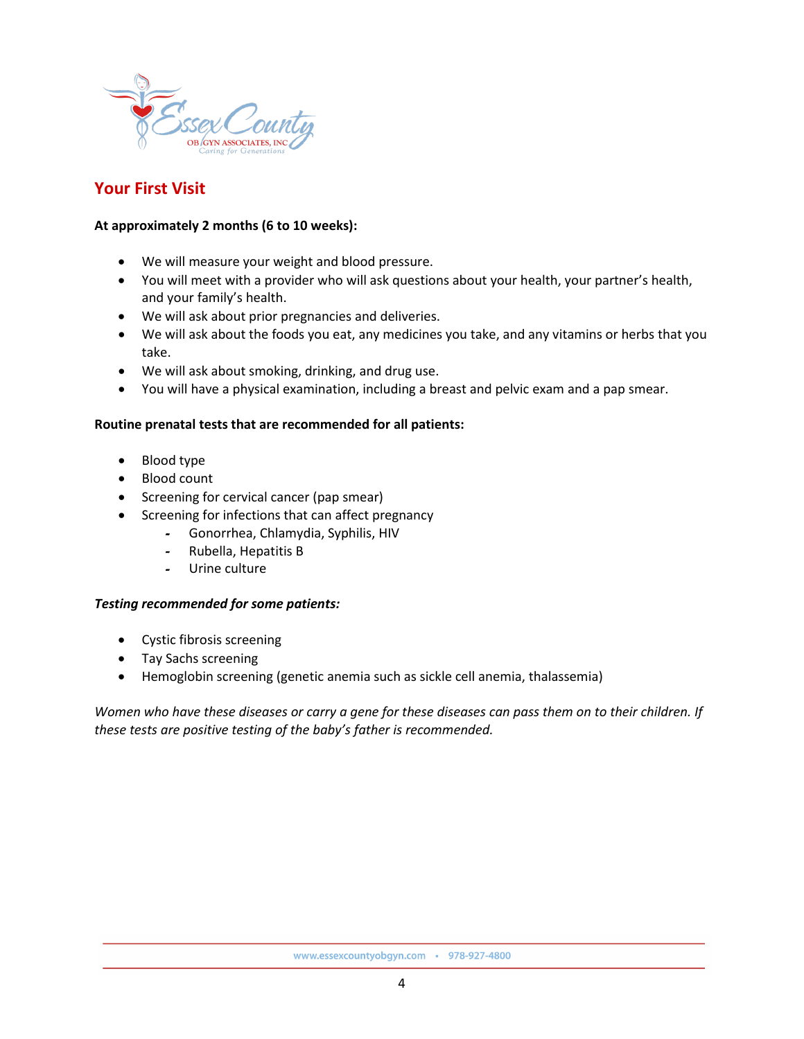## Your First Visit

**At approximately 2 months (6 to 10 weeks):**

- We will measure your weight and blood pressure.
- You will meet with a provider who will ask questions about your health, your partner's health, and your family's health.
- We will ask about prior pregnancies and deliveries.
- We will ask about the foods you eat, any medicines you take, and any vitamins or herbs that you take.
- We will ask about smoking, drinking, and drug use.
- You will have a physical examination, including a breast and pelvic exam and a pap smear.

**Routine prenatal tests that are recommended for all patients:**

- Blood type
- Blood count
- Screening for cervical cancer (pap smear)
- Screening for infections that can affect pregnancy
  - Gonorrhea, Chlamydia, Syphilis, HIV
  - Rubella, Hepatitis B
  - Urine culture

***Testing recommended for some patients:***

- Cystic fibrosis screening
- Tay Sachs screening
- Hemoglobin screening (genetic anemia such as sickle cell anemia, thalassemia)

*Women who have these diseases or carry a gene for these diseases can pass them on to their children. If these tests are positive testing of the baby's father is recommended.*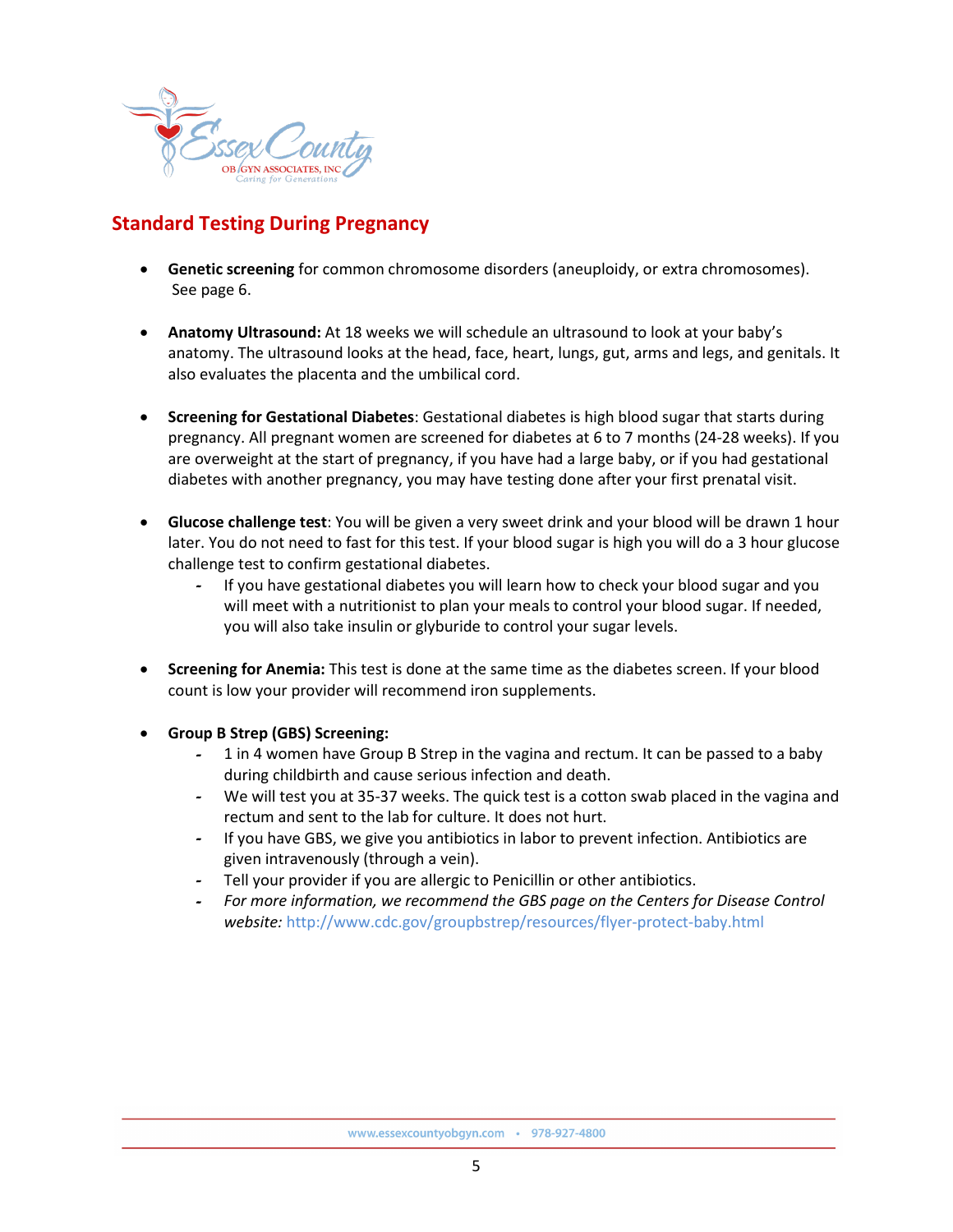## Standard Testing During Pregnancy

- **Genetic screening** for common chromosome disorders (aneuploidy, or extra chromosomes). See page 6.

- **Anatomy Ultrasound:** At 18 weeks we will schedule an ultrasound to look at your baby's anatomy. The ultrasound looks at the head, face, heart, lungs, gut, arms and legs, and genitals. It also evaluates the placenta and the umbilical cord.

- **Screening for Gestational Diabetes**: Gestational diabetes is high blood sugar that starts during pregnancy. All pregnant women are screened for diabetes at 6 to 7 months (24-28 weeks). If you are overweight at the start of pregnancy, if you have had a large baby, or if you had gestational diabetes with another pregnancy, you may have testing done after your first prenatal visit.

- **Glucose challenge test**: You will be given a very sweet drink and your blood will be drawn 1 hour later. You do not need to fast for this test. If your blood sugar is high you will do a 3 hour glucose challenge test to confirm gestational diabetes.
  - If you have gestational diabetes you will learn how to check your blood sugar and you will meet with a nutritionist to plan your meals to control your blood sugar. If needed, you will also take insulin or glyburide to control your sugar levels.

- **Screening for Anemia:** This test is done at the same time as the diabetes screen. If your blood count is low your provider will recommend iron supplements.

- **Group B Strep (GBS) Screening:**
  - 1 in 4 women have Group B Strep in the vagina and rectum. It can be passed to a baby during childbirth and cause serious infection and death.
  - We will test you at 35-37 weeks. The quick test is a cotton swab placed in the vagina and rectum and sent to the lab for culture. It does not hurt.
  - If you have GBS, we give you antibiotics in labor to prevent infection. Antibiotics are given intravenously (through a vein).
  - Tell your provider if you are allergic to Penicillin or other antibiotics.
  - *For more information, we recommend the GBS page on the Centers for Disease Control website:* http://www.cdc.gov/groupbstrep/resources/flyer-protect-baby.html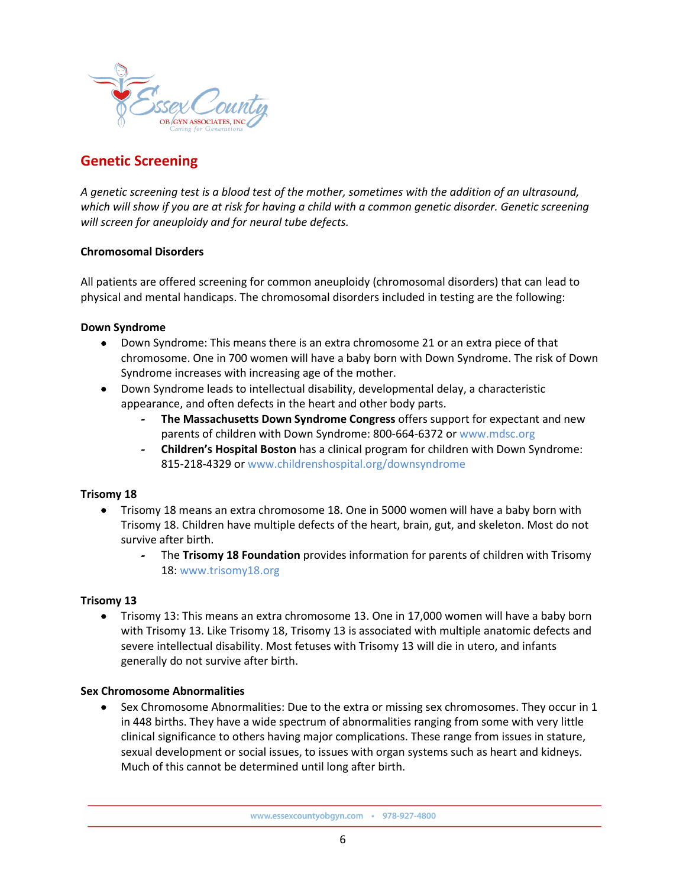## Genetic Screening

*A genetic screening test is a blood test of the mother, sometimes with the addition of an ultrasound, which will show if you are at risk for having a child with a common genetic disorder. Genetic screening will screen for aneuploidy and for neural tube defects.*

**Chromosomal Disorders**

All patients are offered screening for common aneuploidy (chromosomal disorders) that can lead to physical and mental handicaps. The chromosomal disorders included in testing are the following:

**Down Syndrome**

- Down Syndrome: This means there is an extra chromosome 21 or an extra piece of that chromosome. One in 700 women will have a baby born with Down Syndrome. The risk of Down Syndrome increases with increasing age of the mother.
- Down Syndrome leads to intellectual disability, developmental delay, a characteristic appearance, and often defects in the heart and other body parts.
  - **The Massachusetts Down Syndrome Congress** offers support for expectant and new parents of children with Down Syndrome: 800-664-6372 or www.mdsc.org
  - **Children's Hospital Boston** has a clinical program for children with Down Syndrome: 815-218-4329 or www.childrenshospital.org/downsyndrome

**Trisomy 18**

- Trisomy 18 means an extra chromosome 18. One in 5000 women will have a baby born with Trisomy 18. Children have multiple defects of the heart, brain, gut, and skeleton. Most do not survive after birth.
  - The **Trisomy 18 Foundation** provides information for parents of children with Trisomy 18: www.trisomy18.org

**Trisomy 13**

- Trisomy 13: This means an extra chromosome 13. One in 17,000 women will have a baby born with Trisomy 13. Like Trisomy 18, Trisomy 13 is associated with multiple anatomic defects and severe intellectual disability. Most fetuses with Trisomy 13 will die in utero, and infants generally do not survive after birth.

**Sex Chromosome Abnormalities**

- Sex Chromosome Abnormalities: Due to the extra or missing sex chromosomes. They occur in 1 in 448 births. They have a wide spectrum of abnormalities ranging from some with very little clinical significance to others having major complications. These range from issues in stature, sexual development or social issues, to issues with organ systems such as heart and kidneys. Much of this cannot be determined until long after birth.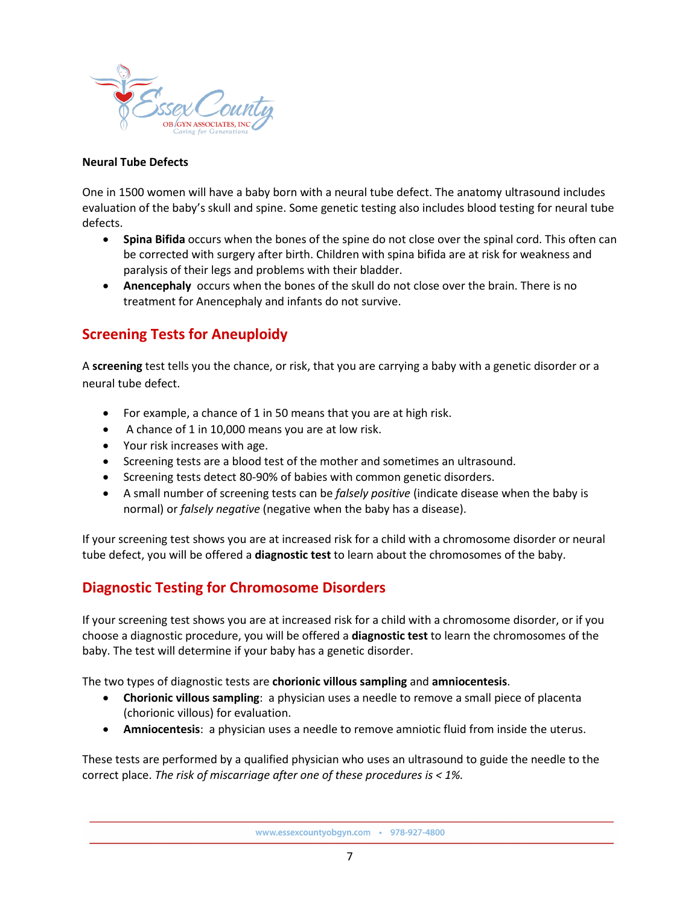**Neural Tube Defects**

One in 1500 women will have a baby born with a neural tube defect. The anatomy ultrasound includes evaluation of the baby's skull and spine. Some genetic testing also includes blood testing for neural tube defects.

- **Spina Bifida** occurs when the bones of the spine do not close over the spinal cord. This often can be corrected with surgery after birth. Children with spina bifida are at risk for weakness and paralysis of their legs and problems with their bladder.
- **Anencephaly** occurs when the bones of the skull do not close over the brain. There is no treatment for Anencephaly and infants do not survive.

## Screening Tests for Aneuploidy

A **screening** test tells you the chance, or risk, that you are carrying a baby with a genetic disorder or a neural tube defect.

- For example, a chance of 1 in 50 means that you are at high risk.
- A chance of 1 in 10,000 means you are at low risk.
- Your risk increases with age.
- Screening tests are a blood test of the mother and sometimes an ultrasound.
- Screening tests detect 80-90% of babies with common genetic disorders.
- A small number of screening tests can be *falsely positive* (indicate disease when the baby is normal) or *falsely negative* (negative when the baby has a disease).

If your screening test shows you are at increased risk for a child with a chromosome disorder or neural tube defect, you will be offered a **diagnostic test** to learn about the chromosomes of the baby.

## Diagnostic Testing for Chromosome Disorders

If your screening test shows you are at increased risk for a child with a chromosome disorder, or if you choose a diagnostic procedure, you will be offered a **diagnostic test** to learn the chromosomes of the baby. The test will determine if your baby has a genetic disorder.

The two types of diagnostic tests are **chorionic villous sampling** and **amniocentesis**.

- **Chorionic villous sampling**: a physician uses a needle to remove a small piece of placenta (chorionic villous) for evaluation.
- **Amniocentesis**: a physician uses a needle to remove amniotic fluid from inside the uterus.

These tests are performed by a qualified physician who uses an ultrasound to guide the needle to the correct place. *The risk of miscarriage after one of these procedures is < 1%.*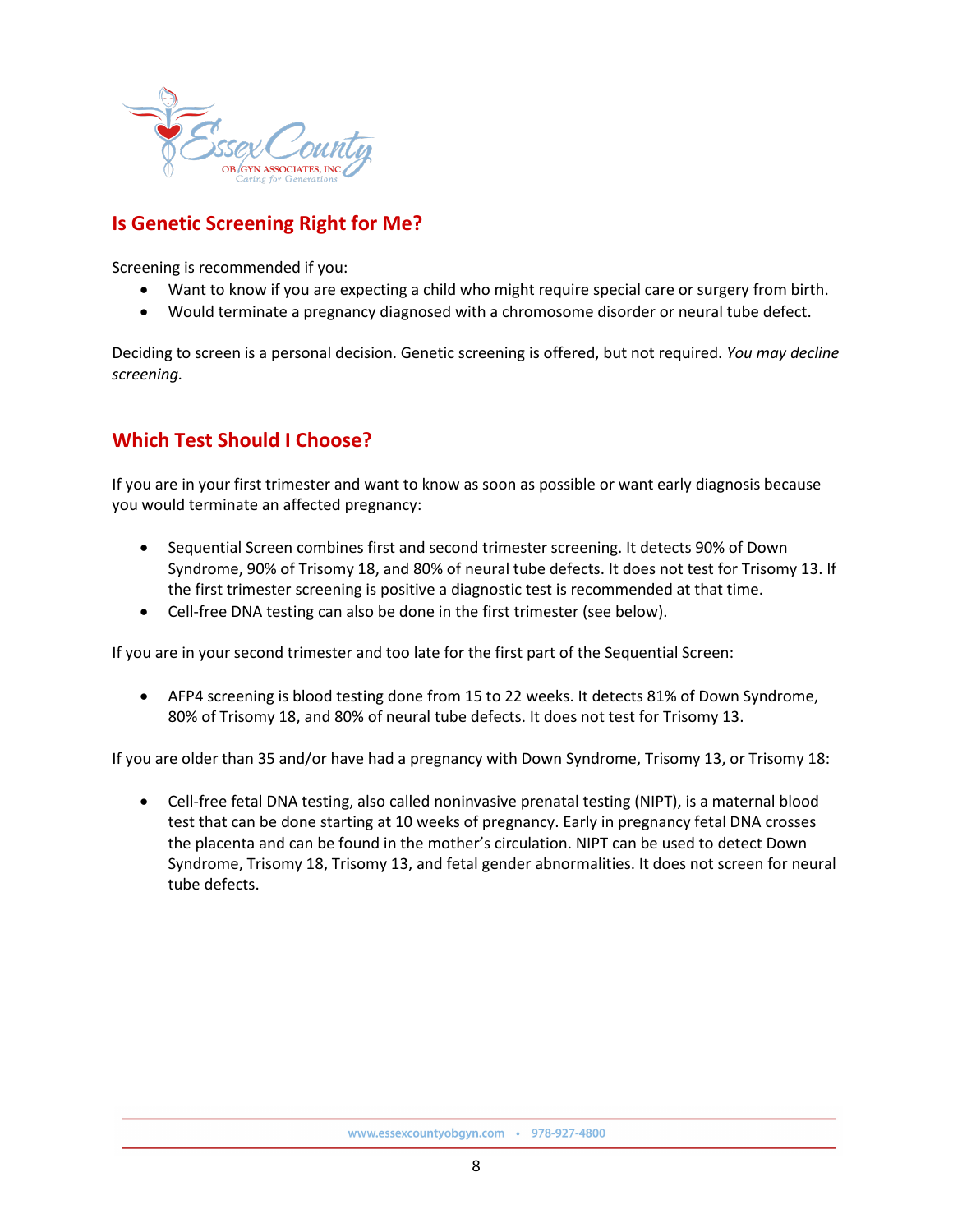## Is Genetic Screening Right for Me?

Screening is recommended if you:

- Want to know if you are expecting a child who might require special care or surgery from birth.
- Would terminate a pregnancy diagnosed with a chromosome disorder or neural tube defect.

Deciding to screen is a personal decision. Genetic screening is offered, but not required. *You may decline screening.*

## Which Test Should I Choose?

If you are in your first trimester and want to know as soon as possible or want early diagnosis because you would terminate an affected pregnancy:

- Sequential Screen combines first and second trimester screening. It detects 90% of Down Syndrome, 90% of Trisomy 18, and 80% of neural tube defects. It does not test for Trisomy 13. If the first trimester screening is positive a diagnostic test is recommended at that time.
- Cell-free DNA testing can also be done in the first trimester (see below).

If you are in your second trimester and too late for the first part of the Sequential Screen:

- AFP4 screening is blood testing done from 15 to 22 weeks. It detects 81% of Down Syndrome, 80% of Trisomy 18, and 80% of neural tube defects. It does not test for Trisomy 13.

If you are older than 35 and/or have had a pregnancy with Down Syndrome, Trisomy 13, or Trisomy 18:

- Cell-free fetal DNA testing, also called noninvasive prenatal testing (NIPT), is a maternal blood test that can be done starting at 10 weeks of pregnancy. Early in pregnancy fetal DNA crosses the placenta and can be found in the mother's circulation. NIPT can be used to detect Down Syndrome, Trisomy 18, Trisomy 13, and fetal gender abnormalities. It does not screen for neural tube defects.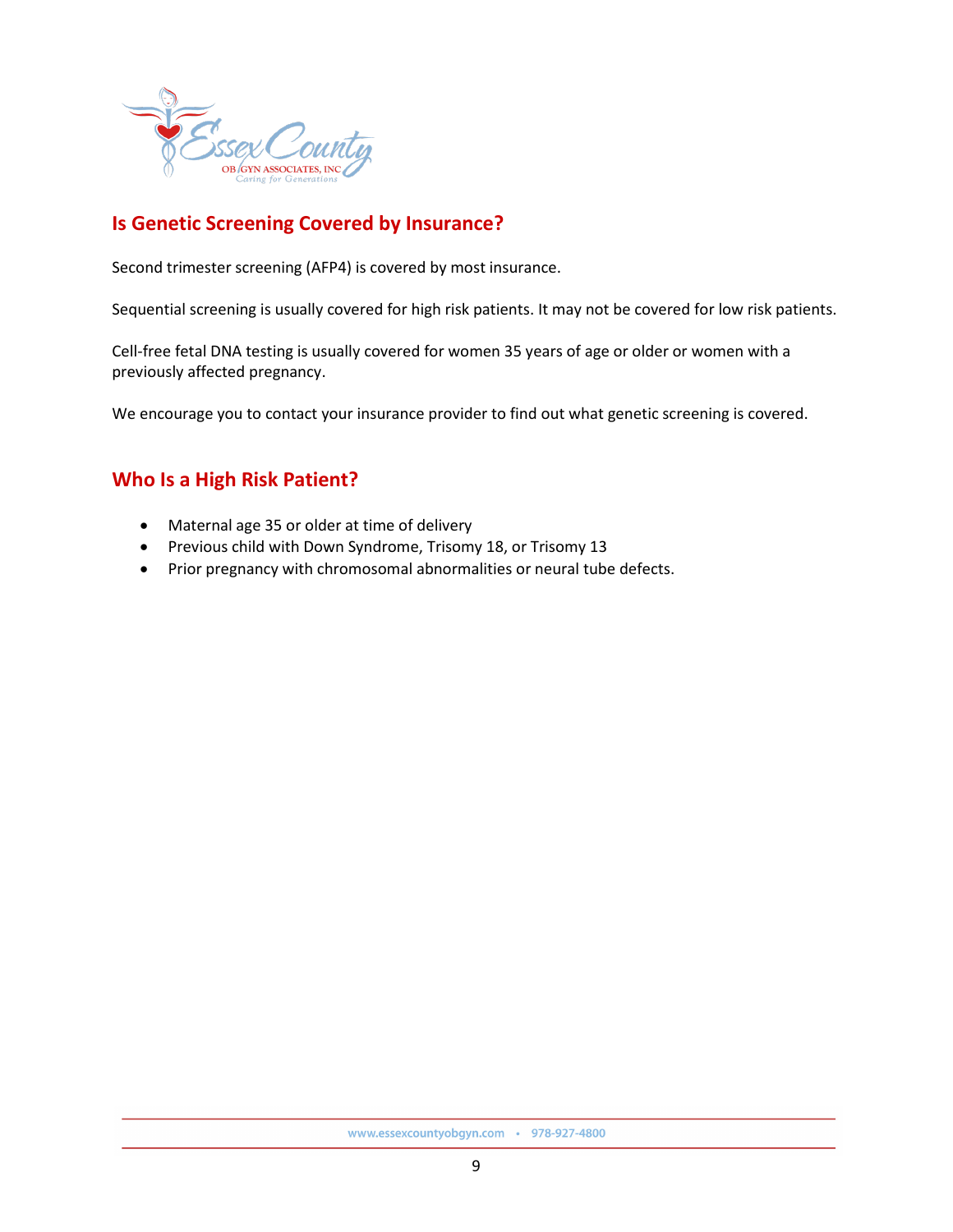## Is Genetic Screening Covered by Insurance?

Second trimester screening (AFP4) is covered by most insurance.

Sequential screening is usually covered for high risk patients. It may not be covered for low risk patients.

Cell-free fetal DNA testing is usually covered for women 35 years of age or older or women with a previously affected pregnancy.

We encourage you to contact your insurance provider to find out what genetic screening is covered.

## Who Is a High Risk Patient?

- Maternal age 35 or older at time of delivery
- Previous child with Down Syndrome, Trisomy 18, or Trisomy 13
- Prior pregnancy with chromosomal abnormalities or neural tube defects.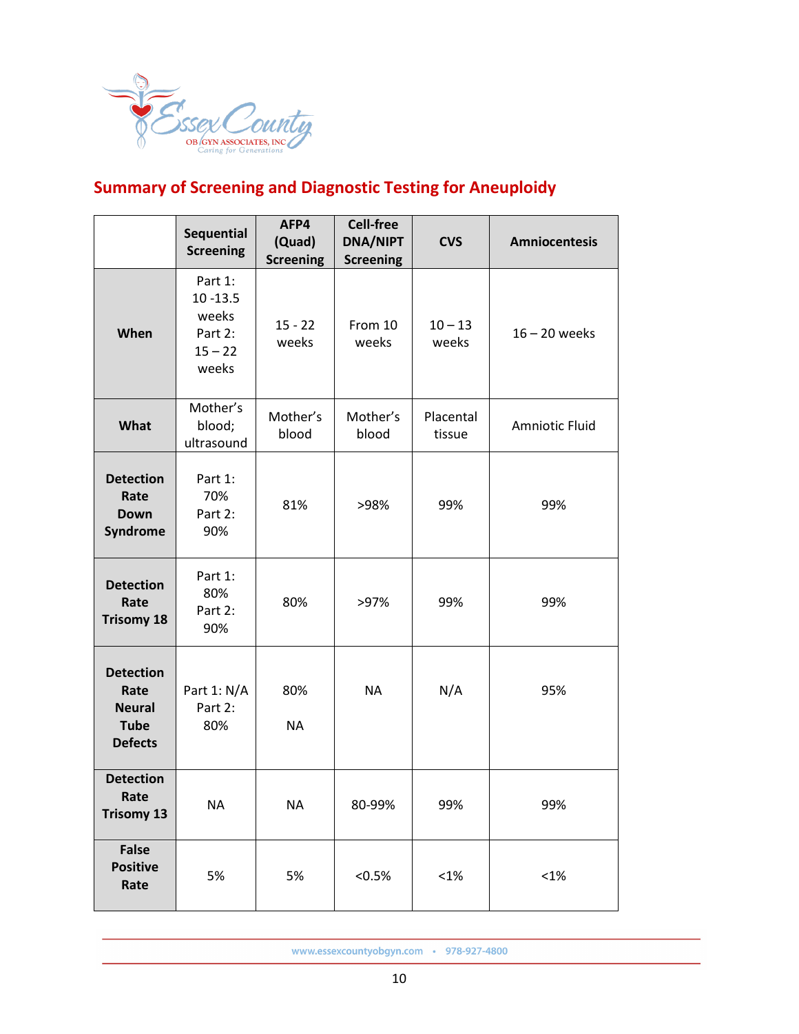## Summary of Screening and Diagnostic Testing for Aneuploidy

| | Sequential Screening | AFP4 (Quad) Screening | Cell-free DNA/NIPT Screening | CVS | Amniocentesis |
|---|---|---|---|---|---|
| **When** | Part 1: 10 -13.5 weeks Part 2: 15 – 22 weeks | 15 - 22 weeks | From 10 weeks | 10 – 13 weeks | 16 – 20 weeks |
| **What** | Mother's blood; ultrasound | Mother's blood | Mother's blood | Placental tissue | Amniotic Fluid |
| **Detection Rate Down Syndrome** | Part 1: 70% Part 2: 90% | 81% | >98% | 99% | 99% |
| **Detection Rate Trisomy 18** | Part 1: 80% Part 2: 90% | 80% | >97% | 99% | 99% |
| **Detection Rate Neural Tube Defects** | Part 1: N/A Part 2: 80% | 80% NA | NA | N/A | 95% |
| **Detection Rate Trisomy 13** | NA | NA | 80-99% | 99% | 99% |
| **False Positive Rate** | 5% | 5% | <0.5% | <1% | <1% |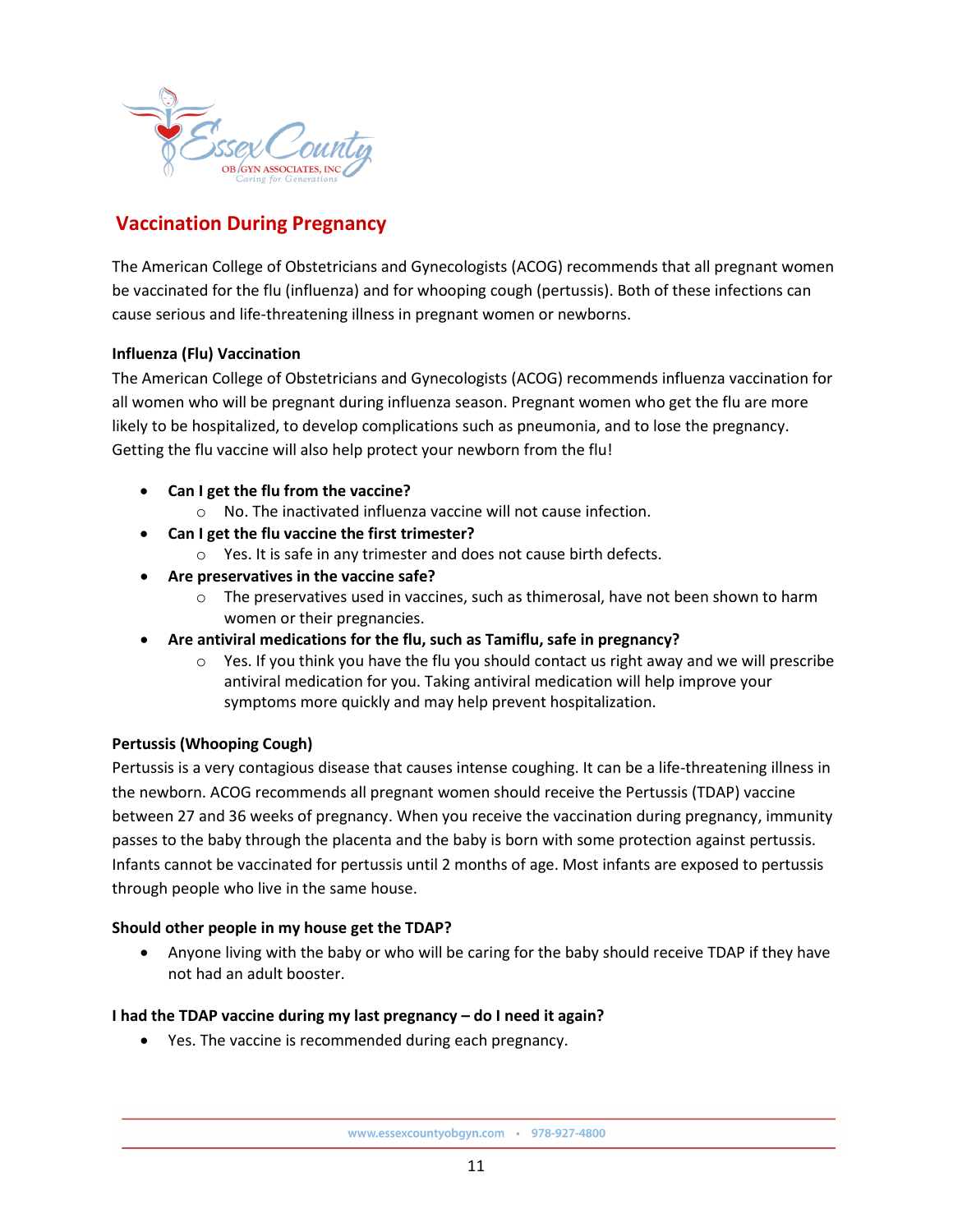## Vaccination During Pregnancy

The American College of Obstetricians and Gynecologists (ACOG) recommends that all pregnant women be vaccinated for the flu (influenza) and for whooping cough (pertussis). Both of these infections can cause serious and life-threatening illness in pregnant women or newborns.

**Influenza (Flu) Vaccination**

The American College of Obstetricians and Gynecologists (ACOG) recommends influenza vaccination for all women who will be pregnant during influenza season. Pregnant women who get the flu are more likely to be hospitalized, to develop complications such as pneumonia, and to lose the pregnancy. Getting the flu vaccine will also help protect your newborn from the flu!

- **Can I get the flu from the vaccine?**
  - No. The inactivated influenza vaccine will not cause infection.
- **Can I get the flu vaccine the first trimester?**
  - Yes. It is safe in any trimester and does not cause birth defects.
- **Are preservatives in the vaccine safe?**
  - The preservatives used in vaccines, such as thimerosal, have not been shown to harm women or their pregnancies.
- **Are antiviral medications for the flu, such as Tamiflu, safe in pregnancy?**
  - Yes. If you think you have the flu you should contact us right away and we will prescribe antiviral medication for you. Taking antiviral medication will help improve your symptoms more quickly and may help prevent hospitalization.

**Pertussis (Whooping Cough)**

Pertussis is a very contagious disease that causes intense coughing. It can be a life-threatening illness in the newborn. ACOG recommends all pregnant women should receive the Pertussis (TDAP) vaccine between 27 and 36 weeks of pregnancy. When you receive the vaccination during pregnancy, immunity passes to the baby through the placenta and the baby is born with some protection against pertussis. Infants cannot be vaccinated for pertussis until 2 months of age. Most infants are exposed to pertussis through people who live in the same house.

**Should other people in my house get the TDAP?**

- Anyone living with the baby or who will be caring for the baby should receive TDAP if they have not had an adult booster.

**I had the TDAP vaccine during my last pregnancy – do I need it again?**

- Yes. The vaccine is recommended during each pregnancy.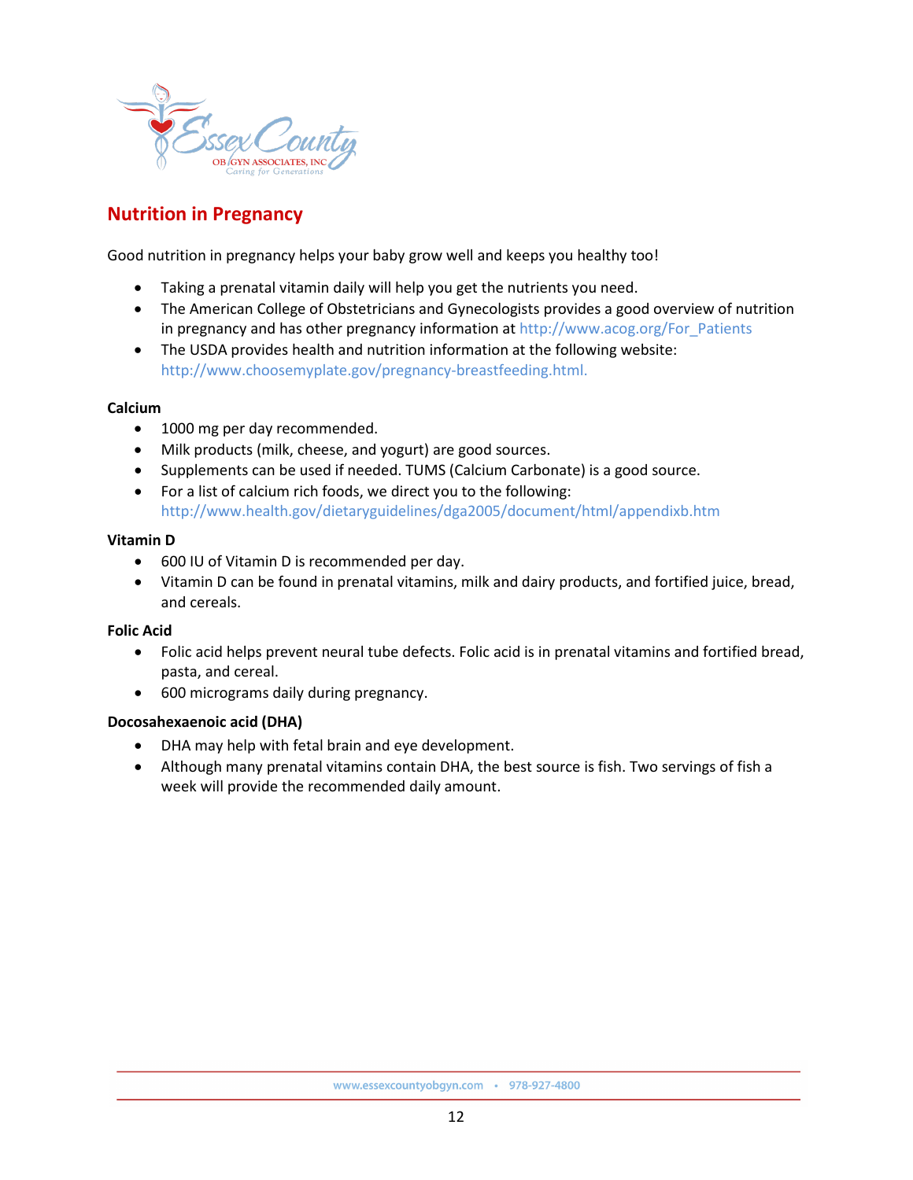## Nutrition in Pregnancy

Good nutrition in pregnancy helps your baby grow well and keeps you healthy too!

- Taking a prenatal vitamin daily will help you get the nutrients you need.
- The American College of Obstetricians and Gynecologists provides a good overview of nutrition in pregnancy and has other pregnancy information at http://www.acog.org/For_Patients
- The USDA provides health and nutrition information at the following website: http://www.choosemyplate.gov/pregnancy-breastfeeding.html.

**Calcium**

- 1000 mg per day recommended.
- Milk products (milk, cheese, and yogurt) are good sources.
- Supplements can be used if needed. TUMS (Calcium Carbonate) is a good source.
- For a list of calcium rich foods, we direct you to the following: http://www.health.gov/dietaryguidelines/dga2005/document/html/appendixb.htm

**Vitamin D**

- 600 IU of Vitamin D is recommended per day.
- Vitamin D can be found in prenatal vitamins, milk and dairy products, and fortified juice, bread, and cereals.

**Folic Acid**

- Folic acid helps prevent neural tube defects. Folic acid is in prenatal vitamins and fortified bread, pasta, and cereal.
- 600 micrograms daily during pregnancy.

**Docosahexaenoic acid (DHA)**

- DHA may help with fetal brain and eye development.
- Although many prenatal vitamins contain DHA, the best source is fish. Two servings of fish a week will provide the recommended daily amount.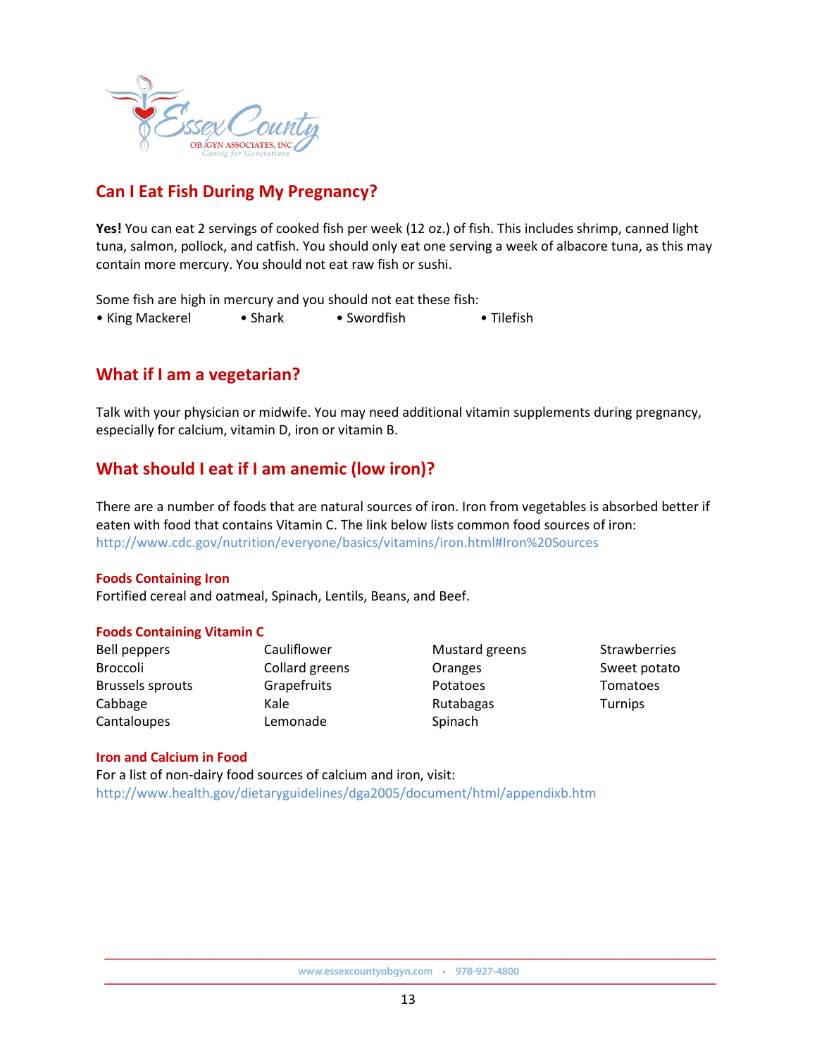## Can I Eat Fish During My Pregnancy?

**Yes!** You can eat 2 servings of cooked fish per week (12 oz.) of fish. This includes shrimp, canned light tuna, salmon, pollock, and catfish. You should only eat one serving a week of albacore tuna, as this may contain more mercury. You should not eat raw fish or sushi.

Some fish are high in mercury and you should not eat these fish:

- King Mackerel
- Shark
- Swordfish
- Tilefish

## What if I am a vegetarian?

Talk with your physician or midwife. You may need additional vitamin supplements during pregnancy, especially for calcium, vitamin D, iron or vitamin B.

## What should I eat if I am anemic (low iron)?

There are a number of foods that are natural sources of iron. Iron from vegetables is absorbed better if eaten with food that contains Vitamin C. The link below lists common food sources of iron:
http://www.cdc.gov/nutrition/everyone/basics/vitamins/iron.html#Iron%20Sources

### Foods Containing Iron

Fortified cereal and oatmeal, Spinach, Lentils, Beans, and Beef.

### Foods Containing Vitamin C

| | | | |
|---|---|---|---|
| Bell peppers | Cauliflower | Mustard greens | Strawberries |
| Broccoli | Collard greens | Oranges | Sweet potato |
| Brussels sprouts | Grapefruits | Potatoes | Tomatoes |
| Cabbage | Kale | Rutabagas | Turnips |
| Cantaloupes | Lemonade | Spinach | |

### Iron and Calcium in Food

For a list of non-dairy food sources of calcium and iron, visit:
http://www.health.gov/dietaryguidelines/dga2005/document/html/appendixb.htm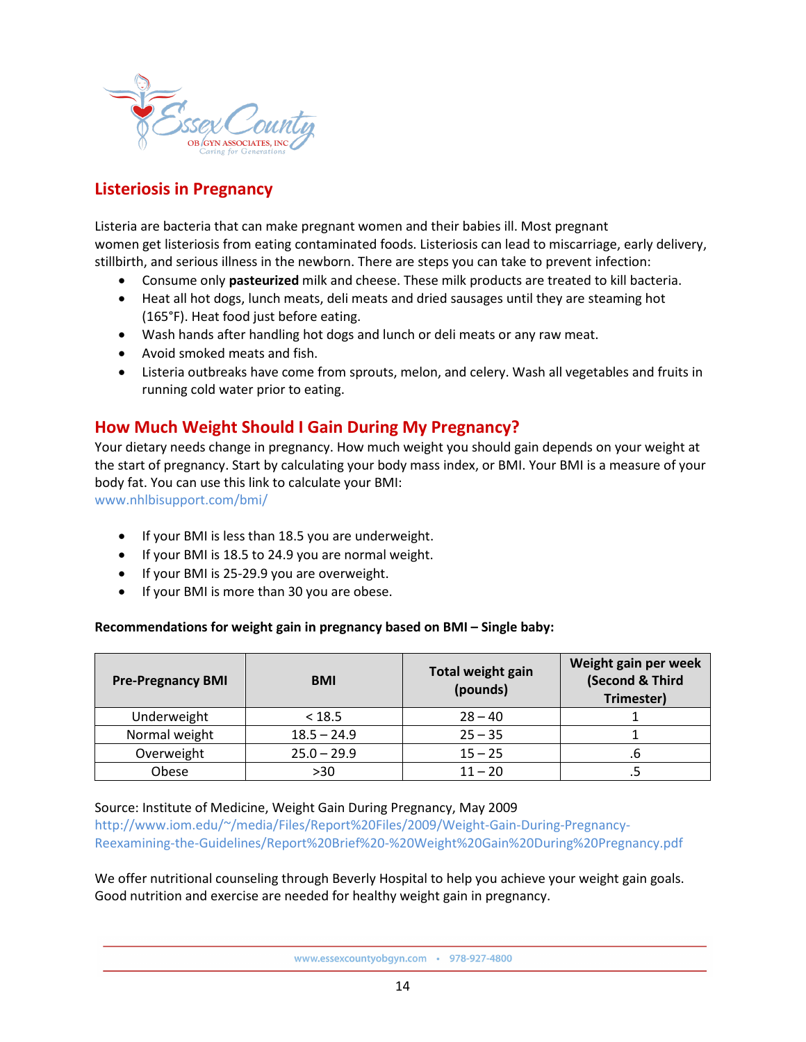## Listeriosis in Pregnancy

Listeria are bacteria that can make pregnant women and their babies ill. Most pregnant women get listeriosis from eating contaminated foods. Listeriosis can lead to miscarriage, early delivery, stillbirth, and serious illness in the newborn. There are steps you can take to prevent infection:

- Consume only **pasteurized** milk and cheese. These milk products are treated to kill bacteria.
- Heat all hot dogs, lunch meats, deli meats and dried sausages until they are steaming hot (165°F). Heat food just before eating.
- Wash hands after handling hot dogs and lunch or deli meats or any raw meat.
- Avoid smoked meats and fish.
- Listeria outbreaks have come from sprouts, melon, and celery. Wash all vegetables and fruits in running cold water prior to eating.

## How Much Weight Should I Gain During My Pregnancy?

Your dietary needs change in pregnancy. How much weight you should gain depends on your weight at the start of pregnancy. Start by calculating your body mass index, or BMI. Your BMI is a measure of your body fat. You can use this link to calculate your BMI:
www.nhlbisupport.com/bmi/

- If your BMI is less than 18.5 you are underweight.
- If your BMI is 18.5 to 24.9 you are normal weight.
- If your BMI is 25-29.9 you are overweight.
- If your BMI is more than 30 you are obese.

**Recommendations for weight gain in pregnancy based on BMI – Single baby:**

| Pre-Pregnancy BMI | BMI | Total weight gain (pounds) | Weight gain per week (Second & Third Trimester) |
|---|---|---|---|
| Underweight | < 18.5 | 28 – 40 | 1 |
| Normal weight | 18.5 – 24.9 | 25 – 35 | 1 |
| Overweight | 25.0 – 29.9 | 15 – 25 | .6 |
| Obese | >30 | 11 – 20 | .5 |

Source: Institute of Medicine, Weight Gain During Pregnancy, May 2009
http://www.iom.edu/~/media/Files/Report%20Files/2009/Weight-Gain-During-Pregnancy-Reexamining-the-Guidelines/Report%20Brief%20-%20Weight%20Gain%20During%20Pregnancy.pdf

We offer nutritional counseling through Beverly Hospital to help you achieve your weight gain goals. Good nutrition and exercise are needed for healthy weight gain in pregnancy.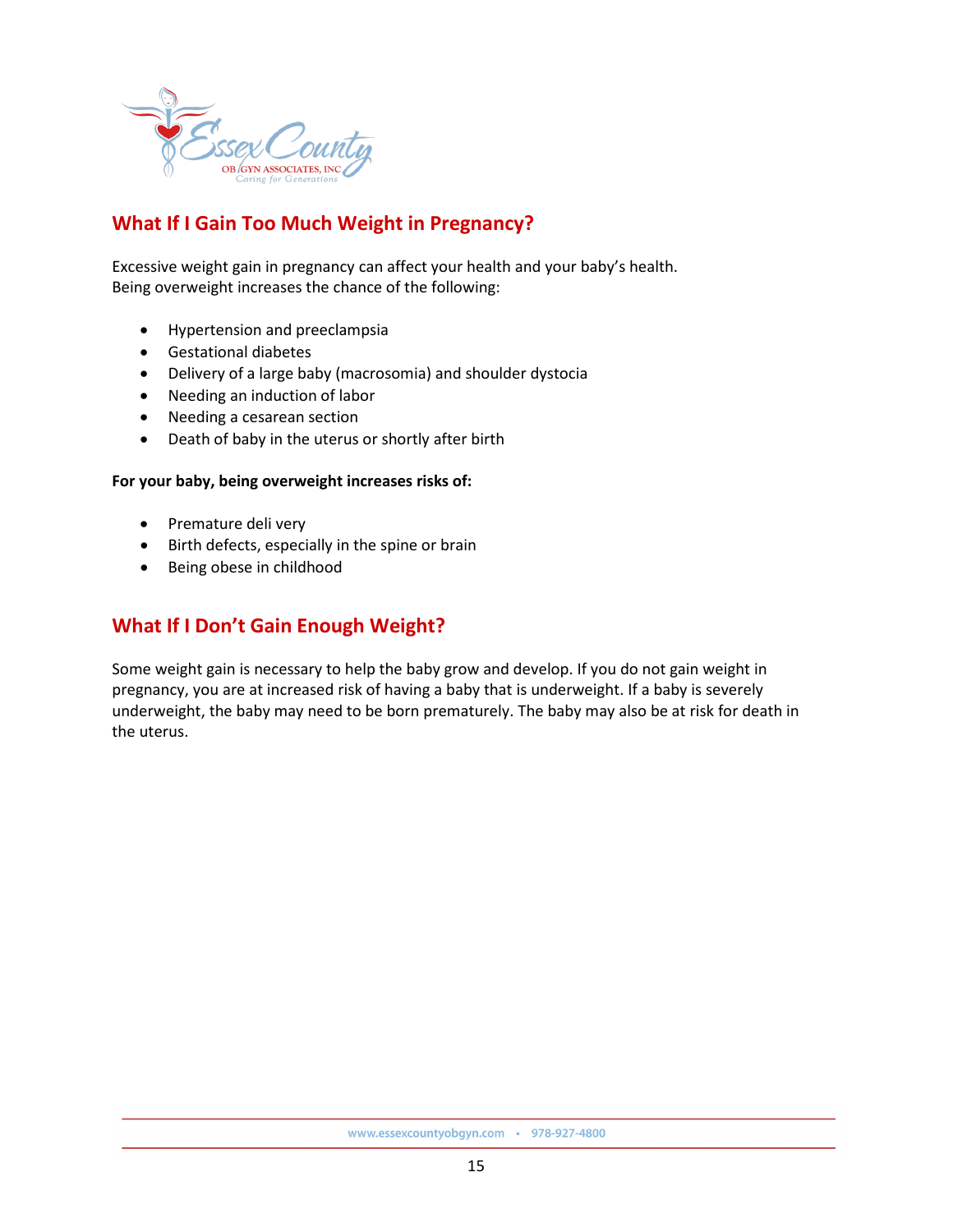## What If I Gain Too Much Weight in Pregnancy?

Excessive weight gain in pregnancy can affect your health and your baby's health.
Being overweight increases the chance of the following:

- Hypertension and preeclampsia
- Gestational diabetes
- Delivery of a large baby (macrosomia) and shoulder dystocia
- Needing an induction of labor
- Needing a cesarean section
- Death of baby in the uterus or shortly after birth

**For your baby, being overweight increases risks of:**

- Premature deli very
- Birth defects, especially in the spine or brain
- Being obese in childhood

## What If I Don't Gain Enough Weight?

Some weight gain is necessary to help the baby grow and develop. If you do not gain weight in pregnancy, you are at increased risk of having a baby that is underweight. If a baby is severely underweight, the baby may need to be born prematurely. The baby may also be at risk for death in the uterus.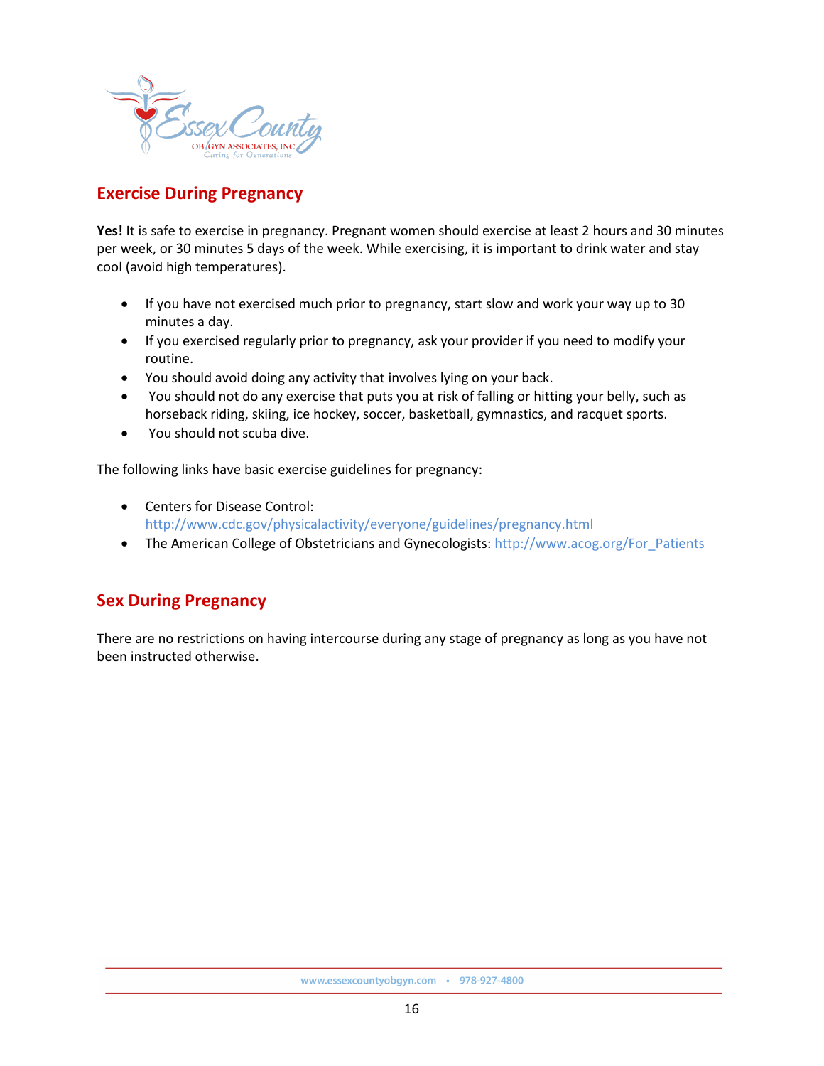## Exercise During Pregnancy

**Yes!** It is safe to exercise in pregnancy. Pregnant women should exercise at least 2 hours and 30 minutes per week, or 30 minutes 5 days of the week. While exercising, it is important to drink water and stay cool (avoid high temperatures).

- If you have not exercised much prior to pregnancy, start slow and work your way up to 30 minutes a day.
- If you exercised regularly prior to pregnancy, ask your provider if you need to modify your routine.
- You should avoid doing any activity that involves lying on your back.
- You should not do any exercise that puts you at risk of falling or hitting your belly, such as horseback riding, skiing, ice hockey, soccer, basketball, gymnastics, and racquet sports.
- You should not scuba dive.

The following links have basic exercise guidelines for pregnancy:

- Centers for Disease Control: http://www.cdc.gov/physicalactivity/everyone/guidelines/pregnancy.html
- The American College of Obstetricians and Gynecologists: http://www.acog.org/For_Patients

## Sex During Pregnancy

There are no restrictions on having intercourse during any stage of pregnancy as long as you have not been instructed otherwise.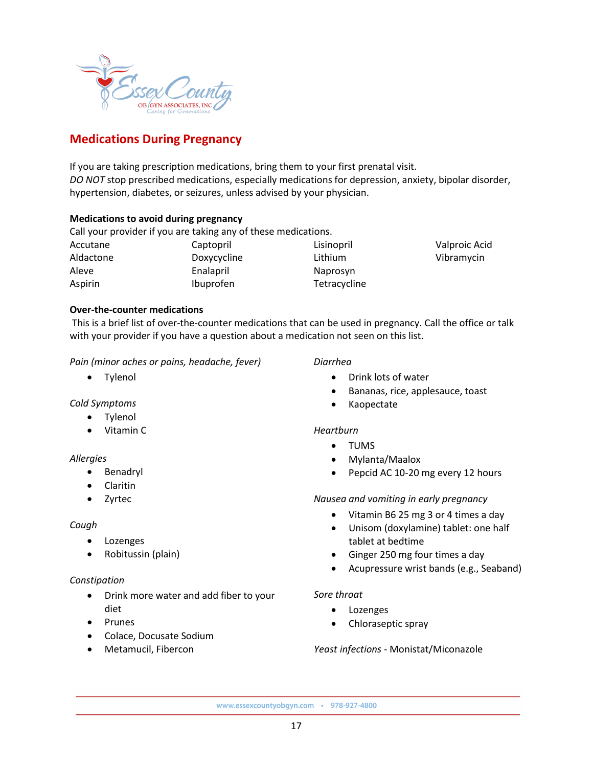## Medications During Pregnancy

If you are taking prescription medications, bring them to your first prenatal visit.
*DO NOT* stop prescribed medications, especially medications for depression, anxiety, bipolar disorder, hypertension, diabetes, or seizures, unless advised by your physician.

**Medications to avoid during pregnancy**
Call your provider if you are taking any of these medications.

| | | | |
|---|---|---|---|
| Accutane | Captopril | Lisinopril | Valproic Acid |
| Aldactone | Doxycycline | Lithium | Vibramycin |
| Aleve | Enalapril | Naprosyn | |
| Aspirin | Ibuprofen | Tetracycline | |

**Over-the-counter medications**
This is a brief list of over-the-counter medications that can be used in pregnancy. Call the office or talk with your provider if you have a question about a medication not seen on this list.

*Pain (minor aches or pains, headache, fever)*

- Tylenol

*Cold Symptoms*

- Tylenol
- Vitamin C

*Allergies*

- Benadryl
- Claritin
- Zyrtec

*Cough*

- Lozenges
- Robitussin (plain)

*Constipation*

- Drink more water and add fiber to your diet
- Prunes
- Colace, Docusate Sodium
- Metamucil, Fibercon

*Diarrhea*

- Drink lots of water
- Bananas, rice, applesauce, toast
- Kaopectate

*Heartburn*

- TUMS
- Mylanta/Maalox
- Pepcid AC 10-20 mg every 12 hours

*Nausea and vomiting in early pregnancy*

- Vitamin B6 25 mg 3 or 4 times a day
- Unisom (doxylamine) tablet: one half tablet at bedtime
- Ginger 250 mg four times a day
- Acupressure wrist bands (e.g., Seaband)

*Sore throat*

- Lozenges
- Chloraseptic spray

*Yeast infections* - Monistat/Miconazole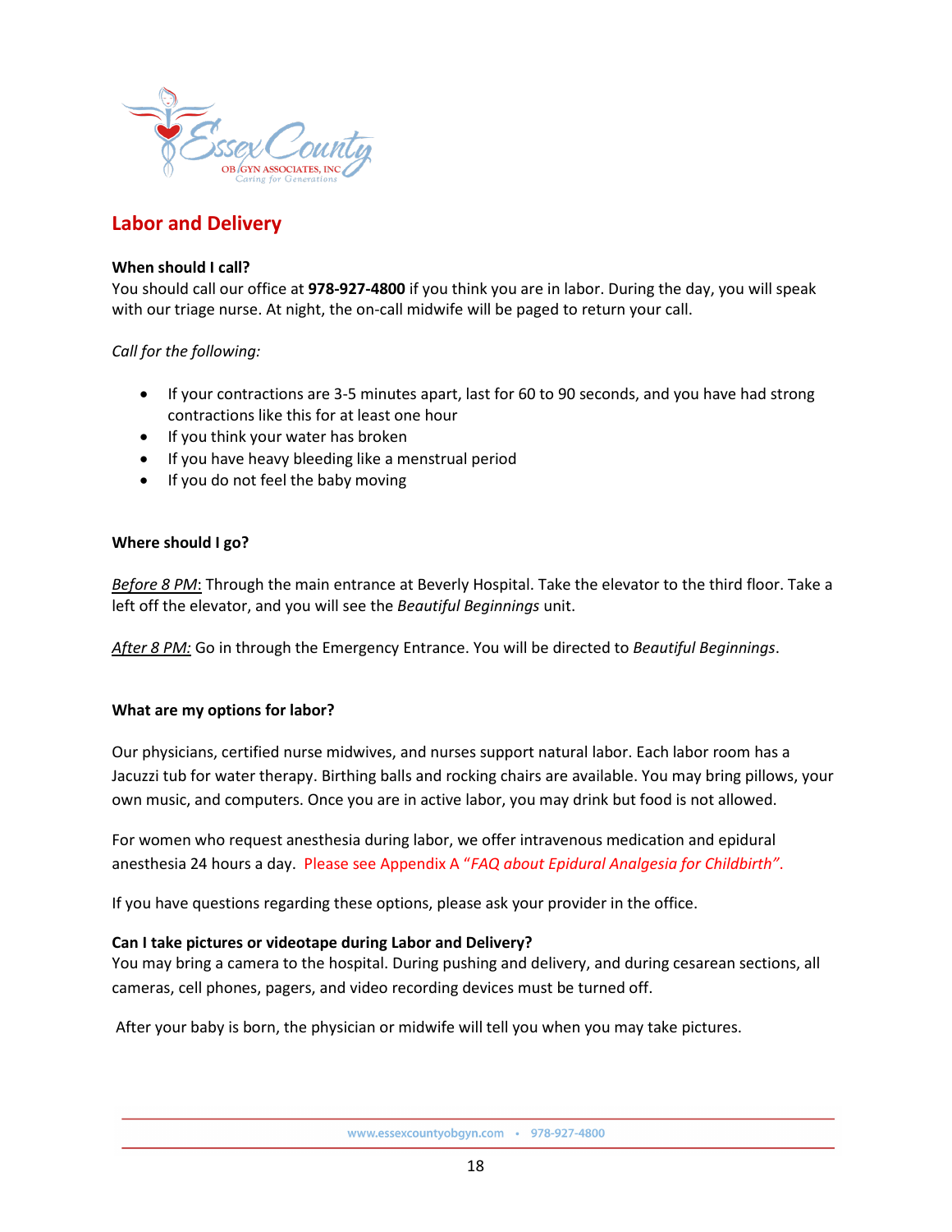## Labor and Delivery

**When should I call?**
You should call our office at **978-927-4800** if you think you are in labor. During the day, you will speak with our triage nurse. At night, the on-call midwife will be paged to return your call.

*Call for the following:*

- If your contractions are 3-5 minutes apart, last for 60 to 90 seconds, and you have had strong contractions like this for at least one hour
- If you think your water has broken
- If you have heavy bleeding like a menstrual period
- If you do not feel the baby moving

**Where should I go?**

*Before 8 PM*: Through the main entrance at Beverly Hospital. Take the elevator to the third floor. Take a left off the elevator, and you will see the *Beautiful Beginnings* unit.

*After 8 PM:* Go in through the Emergency Entrance. You will be directed to *Beautiful Beginnings*.

**What are my options for labor?**

Our physicians, certified nurse midwives, and nurses support natural labor. Each labor room has a Jacuzzi tub for water therapy. Birthing balls and rocking chairs are available. You may bring pillows, your own music, and computers. Once you are in active labor, you may drink but food is not allowed.

For women who request anesthesia during labor, we offer intravenous medication and epidural anesthesia 24 hours a day. Please see Appendix A "*FAQ about Epidural Analgesia for Childbirth*".

If you have questions regarding these options, please ask your provider in the office.

**Can I take pictures or videotape during Labor and Delivery?**
You may bring a camera to the hospital. During pushing and delivery, and during cesarean sections, all cameras, cell phones, pagers, and video recording devices must be turned off.

After your baby is born, the physician or midwife will tell you when you may take pictures.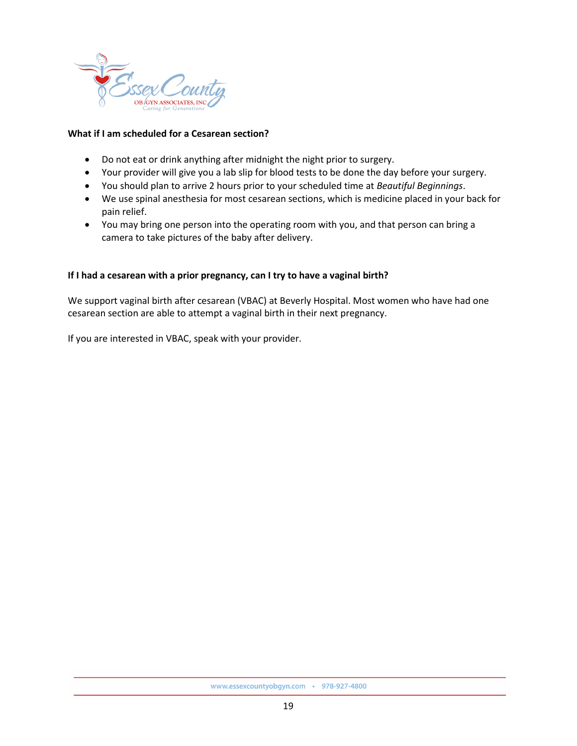### What if I am scheduled for a Cesarean section?

- Do not eat or drink anything after midnight the night prior to surgery.
- Your provider will give you a lab slip for blood tests to be done the day before your surgery.
- You should plan to arrive 2 hours prior to your scheduled time at *Beautiful Beginnings*.
- We use spinal anesthesia for most cesarean sections, which is medicine placed in your back for pain relief.
- You may bring one person into the operating room with you, and that person can bring a camera to take pictures of the baby after delivery.

### If I had a cesarean with a prior pregnancy, can I try to have a vaginal birth?

We support vaginal birth after cesarean (VBAC) at Beverly Hospital. Most women who have had one cesarean section are able to attempt a vaginal birth in their next pregnancy.

If you are interested in VBAC, speak with your provider.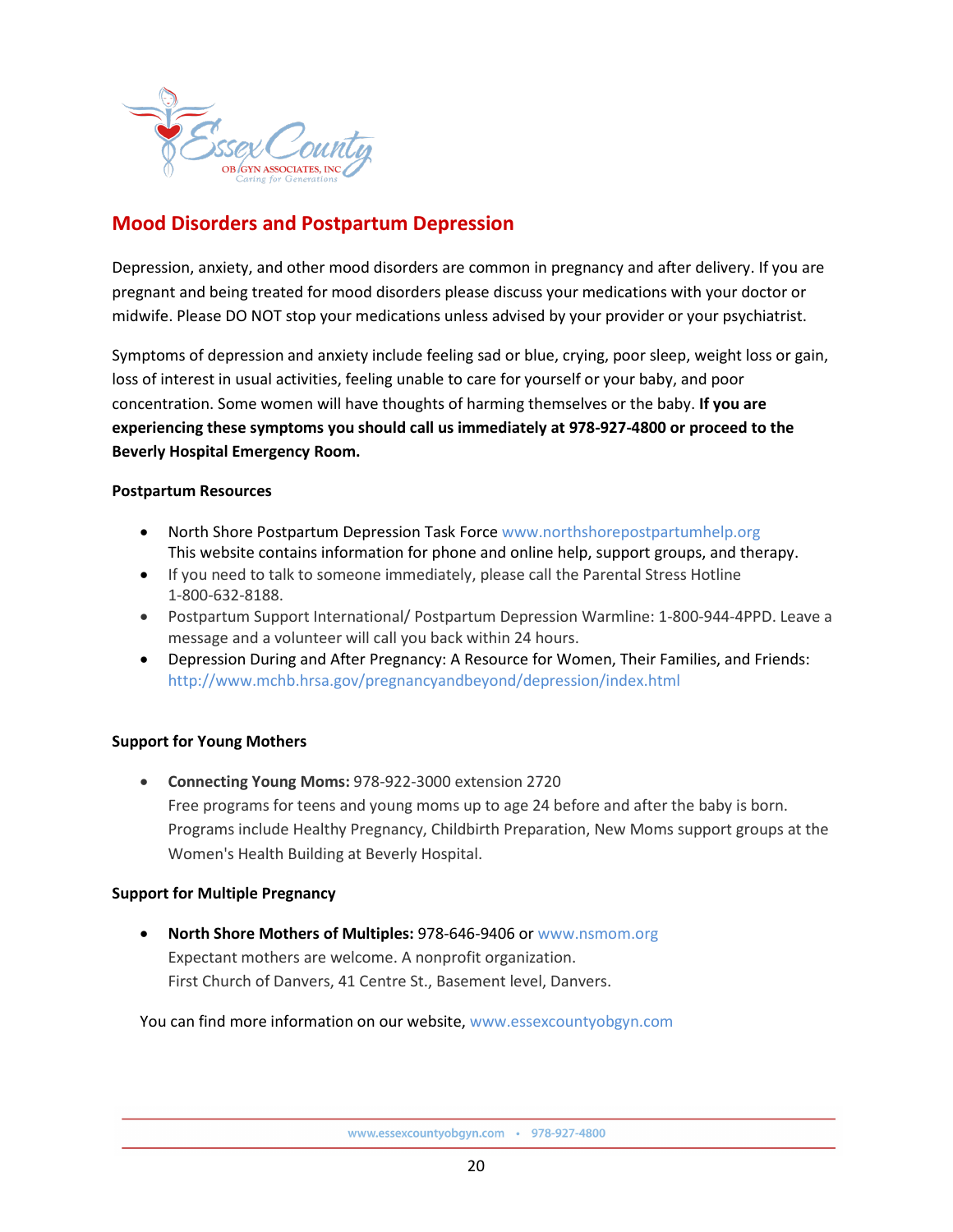## Mood Disorders and Postpartum Depression

Depression, anxiety, and other mood disorders are common in pregnancy and after delivery. If you are pregnant and being treated for mood disorders please discuss your medications with your doctor or midwife. Please DO NOT stop your medications unless advised by your provider or your psychiatrist.

Symptoms of depression and anxiety include feeling sad or blue, crying, poor sleep, weight loss or gain, loss of interest in usual activities, feeling unable to care for yourself or your baby, and poor concentration. Some women will have thoughts of harming themselves or the baby. **If you are experiencing these symptoms you should call us immediately at 978-927-4800 or proceed to the Beverly Hospital Emergency Room.**

**Postpartum Resources**

- North Shore Postpartum Depression Task Force www.northshorepostpartumhelp.org
  This website contains information for phone and online help, support groups, and therapy.
- If you need to talk to someone immediately, please call the Parental Stress Hotline 1-800-632-8188.
- Postpartum Support International/ Postpartum Depression Warmline: 1-800-944-4PPD. Leave a message and a volunteer will call you back within 24 hours.
- Depression During and After Pregnancy: A Resource for Women, Their Families, and Friends: http://www.mchb.hrsa.gov/pregnancyandbeyond/depression/index.html

**Support for Young Mothers**

- **Connecting Young Moms:** 978-922-3000 extension 2720
  Free programs for teens and young moms up to age 24 before and after the baby is born. Programs include Healthy Pregnancy, Childbirth Preparation, New Moms support groups at the Women's Health Building at Beverly Hospital.

**Support for Multiple Pregnancy**

- **North Shore Mothers of Multiples:** 978-646-9406 or www.nsmom.org
  Expectant mothers are welcome. A nonprofit organization.
  First Church of Danvers, 41 Centre St., Basement level, Danvers.

You can find more information on our website, www.essexcountyobgyn.com